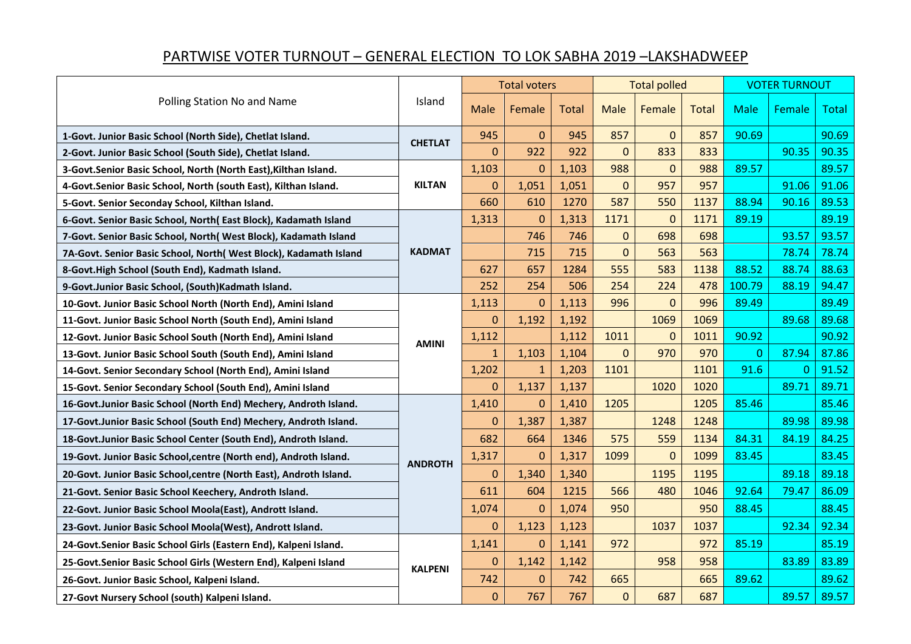# PARTWISE VOTER TURNOUT – GENERAL ELECTION TO LOK SABHA 2019 –LAKSHADWEEP

| Polling Station No and Name | Island | Total voters | | | Total polled | | | VOTER TURNOUT | | |
|---|---|---|---|---|---|---|---|---|---|---|
| | | Male | Female | Total | Male | Female | Total | Male | Female | Total |
| 1-Govt. Junior Basic School (North Side), Chetlat Island. | CHETLAT | 945 | 0 | 945 | 857 | 0 | 857 | 90.69 | | 90.69 |
| 2-Govt. Junior Basic School (South Side), Chetlat Island. | | 0 | 922 | 922 | 0 | 833 | 833 | | 90.35 | 90.35 |
| 3-Govt.Senior Basic School, North (North East),Kilthan Island. | KILTAN | 1,103 | 0 | 1,103 | 988 | 0 | 988 | 89.57 | | 89.57 |
| 4-Govt.Senior Basic School, North (south East), Kilthan Island. | | 0 | 1,051 | 1,051 | 0 | 957 | 957 | | 91.06 | 91.06 |
| 5-Govt. Senior Seconday School, Kilthan Island. | | 660 | 610 | 1270 | 587 | 550 | 1137 | 88.94 | 90.16 | 89.53 |
| 6-Govt. Senior Basic School, North( East Block), Kadamath Island | KADMAT | 1,313 | 0 | 1,313 | 1171 | 0 | 1171 | 89.19 | | 89.19 |
| 7-Govt. Senior Basic School, North( West Block), Kadamath Island | | | 746 | 746 | 0 | 698 | 698 | | 93.57 | 93.57 |
| 7A-Govt. Senior Basic School, North( West Block), Kadamath Island | | | 715 | 715 | 0 | 563 | 563 | | 78.74 | 78.74 |
| 8-Govt.High School (South End), Kadmath Island. | | 627 | 657 | 1284 | 555 | 583 | 1138 | 88.52 | 88.74 | 88.63 |
| 9-Govt.Junior Basic School, (South)Kadmath Island. | | 252 | 254 | 506 | 254 | 224 | 478 | 100.79 | 88.19 | 94.47 |
| 10-Govt. Junior Basic School North (North End), Amini Island | AMINI | 1,113 | 0 | 1,113 | 996 | 0 | 996 | 89.49 | | 89.49 |
| 11-Govt. Junior Basic School North (South End), Amini Island | | 0 | 1,192 | 1,192 | | 1069 | 1069 | | 89.68 | 89.68 |
| 12-Govt. Junior Basic School South (North End), Amini Island | | 1,112 | | 1,112 | 1011 | 0 | 1011 | 90.92 | | 90.92 |
| 13-Govt. Junior Basic School South (South End), Amini Island | | 1 | 1,103 | 1,104 | 0 | 970 | 970 | 0 | 87.94 | 87.86 |
| 14-Govt. Senior Secondary School (North End), Amini Island | | 1,202 | 1 | 1,203 | 1101 | | 1101 | 91.6 | 0 | 91.52 |
| 15-Govt. Senior Secondary School (South End), Amini Island | | 0 | 1,137 | 1,137 | | 1020 | 1020 | | 89.71 | 89.71 |
| 16-Govt.Junior Basic School (North End) Mechery, Androth Island. | ANDROTH | 1,410 | 0 | 1,410 | 1205 | | 1205 | 85.46 | | 85.46 |
| 17-Govt.Junior Basic School (South End) Mechery, Androth Island. | | 0 | 1,387 | 1,387 | | 1248 | 1248 | | 89.98 | 89.98 |
| 18-Govt.Junior Basic School Center (South End), Androth Island. | | 682 | 664 | 1346 | 575 | 559 | 1134 | 84.31 | 84.19 | 84.25 |
| 19-Govt. Junior Basic School,centre (North end), Androth Island. | | 1,317 | 0 | 1,317 | 1099 | 0 | 1099 | 83.45 | | 83.45 |
| 20-Govt. Junior Basic School,centre (North East), Androth Island. | | 0 | 1,340 | 1,340 | | 1195 | 1195 | | 89.18 | 89.18 |
| 21-Govt. Senior Basic School Keechery, Androth Island. | | 611 | 604 | 1215 | 566 | 480 | 1046 | 92.64 | 79.47 | 86.09 |
| 22-Govt. Junior Basic School Moola(East), Andrott Island. | | 1,074 | 0 | 1,074 | 950 | | 950 | 88.45 | | 88.45 |
| 23-Govt. Junior Basic School Moola(West), Andrott Island. | | 0 | 1,123 | 1,123 | | 1037 | 1037 | | 92.34 | 92.34 |
| 24-Govt.Senior Basic School Girls (Eastern End), Kalpeni Island. | KALPENI | 1,141 | 0 | 1,141 | 972 | | 972 | 85.19 | | 85.19 |
| 25-Govt.Senior Basic School Girls (Western End), Kalpeni Island | | 0 | 1,142 | 1,142 | | 958 | 958 | | 83.89 | 83.89 |
| 26-Govt. Junior Basic School, Kalpeni Island. | | 742 | 0 | 742 | 665 | | 665 | 89.62 | | 89.62 |
| 27-Govt Nursery School (south) Kalpeni Island. | | 0 | 767 | 767 | 0 | 687 | 687 | | 89.57 | 89.57 |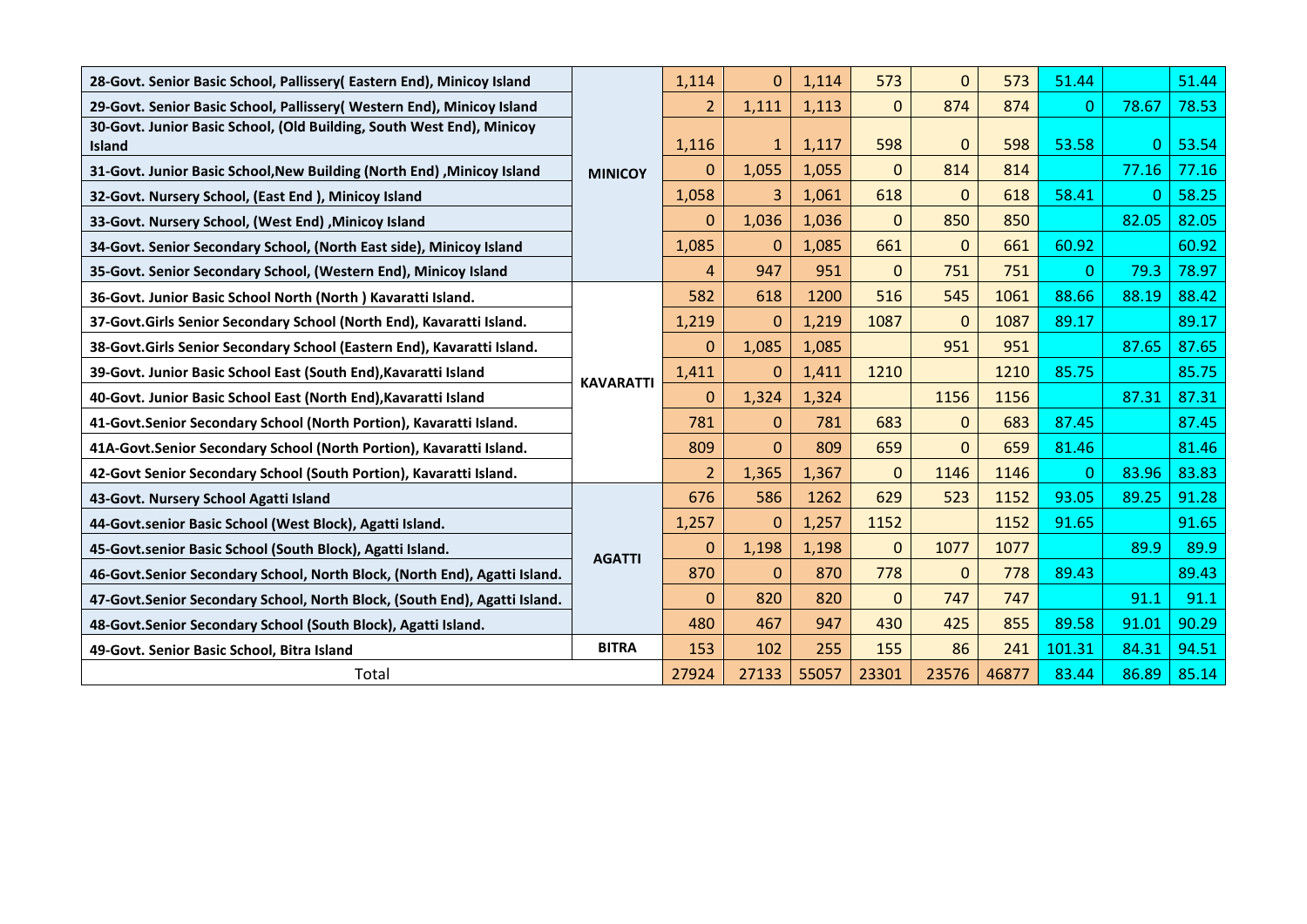| | | | | | | | | | | |
|---|---|---|---|---|---|---|---|---|---|---|
| **28-Govt. Senior Basic School, Pallissery( Eastern End), Minicoy Island** | **MINICOY** | 1,114 | 0 | 1,114 | 573 | 0 | 573 | 51.44 | | 51.44 |
| **29-Govt. Senior Basic School, Pallissery( Western End), Minicoy Island** | | 2 | 1,111 | 1,113 | 0 | 874 | 874 | 0 | 78.67 | 78.53 |
| **30-Govt. Junior Basic School, (Old Building, South West End), Minicoy Island** | | 1,116 | 1 | 1,117 | 598 | 0 | 598 | 53.58 | 0 | 53.54 |
| **31-Govt. Junior Basic School,New Building (North End) ,Minicoy Island** | | 0 | 1,055 | 1,055 | 0 | 814 | 814 | | 77.16 | 77.16 |
| **32-Govt. Nursery School, (East End ), Minicoy Island** | | 1,058 | 3 | 1,061 | 618 | 0 | 618 | 58.41 | 0 | 58.25 |
| **33-Govt. Nursery School, (West End) ,Minicoy Island** | | 0 | 1,036 | 1,036 | 0 | 850 | 850 | | 82.05 | 82.05 |
| **34-Govt. Senior Secondary School, (North East side), Minicoy Island** | | 1,085 | 0 | 1,085 | 661 | 0 | 661 | 60.92 | | 60.92 |
| **35-Govt. Senior Secondary School, (Western End), Minicoy Island** | | 4 | 947 | 951 | 0 | 751 | 751 | 0 | 79.3 | 78.97 |
| **36-Govt. Junior Basic School North (North ) Kavaratti Island.** | **KAVARATTI** | 582 | 618 | 1200 | 516 | 545 | 1061 | 88.66 | 88.19 | 88.42 |
| **37-Govt.Girls Senior Secondary School (North End), Kavaratti Island.** | | 1,219 | 0 | 1,219 | 1087 | 0 | 1087 | 89.17 | | 89.17 |
| **38-Govt.Girls Senior Secondary School (Eastern End), Kavaratti Island.** | | 0 | 1,085 | 1,085 | | 951 | 951 | | 87.65 | 87.65 |
| **39-Govt. Junior Basic School East (South End),Kavaratti Island** | | 1,411 | 0 | 1,411 | 1210 | | 1210 | 85.75 | | 85.75 |
| **40-Govt. Junior Basic School East (North End),Kavaratti Island** | | 0 | 1,324 | 1,324 | | 1156 | 1156 | | 87.31 | 87.31 |
| **41-Govt.Senior Secondary School (North Portion), Kavaratti Island.** | | 781 | 0 | 781 | 683 | 0 | 683 | 87.45 | | 87.45 |
| **41A-Govt.Senior Secondary School (North Portion), Kavaratti Island.** | | 809 | 0 | 809 | 659 | 0 | 659 | 81.46 | | 81.46 |
| **42-Govt Senior Secondary School (South Portion), Kavaratti Island.** | | 2 | 1,365 | 1,367 | 0 | 1146 | 1146 | 0 | 83.96 | 83.83 |
| **43-Govt. Nursery School Agatti Island** | **AGATTI** | 676 | 586 | 1262 | 629 | 523 | 1152 | 93.05 | 89.25 | 91.28 |
| **44-Govt.senior Basic School (West Block), Agatti Island.** | | 1,257 | 0 | 1,257 | 1152 | | 1152 | 91.65 | | 91.65 |
| **45-Govt.senior Basic School (South Block), Agatti Island.** | | 0 | 1,198 | 1,198 | 0 | 1077 | 1077 | | 89.9 | 89.9 |
| **46-Govt.Senior Secondary School, North Block, (North End), Agatti Island.** | | 870 | 0 | 870 | 778 | 0 | 778 | 89.43 | | 89.43 |
| **47-Govt.Senior Secondary School, North Block, (South End), Agatti Island.** | | 0 | 820 | 820 | 0 | 747 | 747 | | 91.1 | 91.1 |
| **48-Govt.Senior Secondary School (South Block), Agatti Island.** | | 480 | 467 | 947 | 430 | 425 | 855 | 89.58 | 91.01 | 90.29 |
| **49-Govt. Senior Basic School, Bitra Island** | **BITRA** | 153 | 102 | 255 | 155 | 86 | 241 | 101.31 | 84.31 | 94.51 |
| Total | | 27924 | 27133 | 55057 | 23301 | 23576 | 46877 | 83.44 | 86.89 | 85.14 |